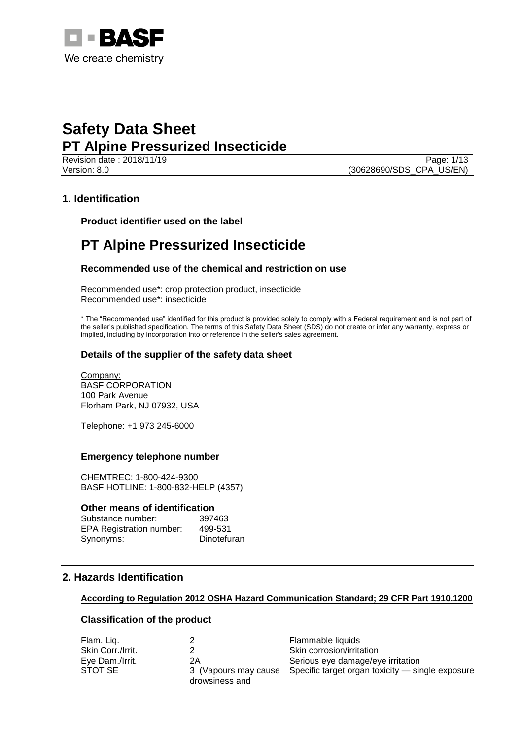BASF

We create chemistry

# Safety Data Sheet

# PT Alpine Pressurized Insecticide

Revision date : 2018/11/19

Version: 8.0

(30628690/SDS_CPA_US/EN)

## 1. Identification

### Product identifier used on the label

# PT Alpine Pressurized Insecticide

### Recommended use of the chemical and restriction on use

Recommended use*: crop protection product, insecticide
Recommended use*: insecticide

* The "Recommended use" identified for this product is provided solely to comply with a Federal requirement and is not part of the seller's published specification. The terms of this Safety Data Sheet (SDS) do not create or infer any warranty, express or implied, including by incorporation into or reference in the seller's sales agreement.

### Details of the supplier of the safety data sheet

Company:
BASF CORPORATION
100 Park Avenue
Florham Park, NJ 07932, USA

Telephone: +1 973 245-6000

### Emergency telephone number

CHEMTREC: 1-800-424-9300
BASF HOTLINE: 1-800-832-HELP (4357)

### Other means of identification

| | |
|---|---|
| Substance number: | 397463 |
| EPA Registration number: | 499-531 |
| Synonyms: | Dinotefuran |

## 2. Hazards Identification

**According to Regulation 2012 OSHA Hazard Communication Standard; 29 CFR Part 1910.1200**

### Classification of the product

| | | |
|---|---|---|
| Flam. Liq. | 2 | Flammable liquids |
| Skin Corr./Irrit. | 2 | Skin corrosion/irritation |
| Eye Dam./Irrit. | 2A | Serious eye damage/eye irritation |
| STOT SE | 3 (Vapours may cause drowsiness and | Specific target organ toxicity — single exposure |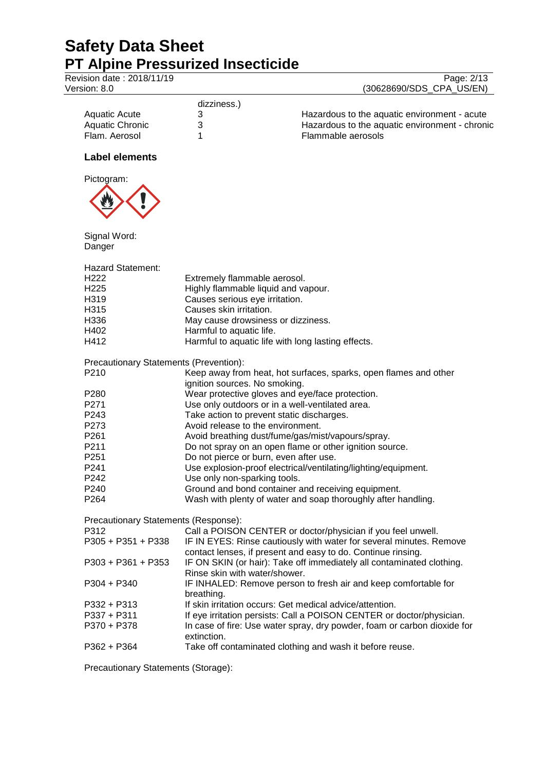| | | |
|---|---|---|
| | dizziness.) | |
| Aquatic Acute | 3 | Hazardous to the aquatic environment - acute |
| Aquatic Chronic | 3 | Hazardous to the aquatic environment - chronic |
| Flam. Aerosol | 1 | Flammable aerosols |

### Label elements

Pictogram:

Signal Word:
Danger

Hazard Statement:

| | |
|---|---|
| H222 | Extremely flammable aerosol. |
| H225 | Highly flammable liquid and vapour. |
| H319 | Causes serious eye irritation. |
| H315 | Causes skin irritation. |
| H336 | May cause drowsiness or dizziness. |
| H402 | Harmful to aquatic life. |
| H412 | Harmful to aquatic life with long lasting effects. |

Precautionary Statements (Prevention):

| | |
|---|---|
| P210 | Keep away from heat, hot surfaces, sparks, open flames and other ignition sources. No smoking. |
| P280 | Wear protective gloves and eye/face protection. |
| P271 | Use only outdoors or in a well-ventilated area. |
| P243 | Take action to prevent static discharges. |
| P273 | Avoid release to the environment. |
| P261 | Avoid breathing dust/fume/gas/mist/vapours/spray. |
| P211 | Do not spray on an open flame or other ignition source. |
| P251 | Do not pierce or burn, even after use. |
| P241 | Use explosion-proof electrical/ventilating/lighting/equipment. |
| P242 | Use only non-sparking tools. |
| P240 | Ground and bond container and receiving equipment. |
| P264 | Wash with plenty of water and soap thoroughly after handling. |

Precautionary Statements (Response):

| | |
|---|---|
| P312 | Call a POISON CENTER or doctor/physician if you feel unwell. |
| P305 + P351 + P338 | IF IN EYES: Rinse cautiously with water for several minutes. Remove contact lenses, if present and easy to do. Continue rinsing. |
| P303 + P361 + P353 | IF ON SKIN (or hair): Take off immediately all contaminated clothing. Rinse skin with water/shower. |
| P304 + P340 | IF INHALED: Remove person to fresh air and keep comfortable for breathing. |
| P332 + P313 | If skin irritation occurs: Get medical advice/attention. |
| P337 + P311 | If eye irritation persists: Call a POISON CENTER or doctor/physician. |
| P370 + P378 | In case of fire: Use water spray, dry powder, foam or carbon dioxide for extinction. |
| P362 + P364 | Take off contaminated clothing and wash it before reuse. |

Precautionary Statements (Storage):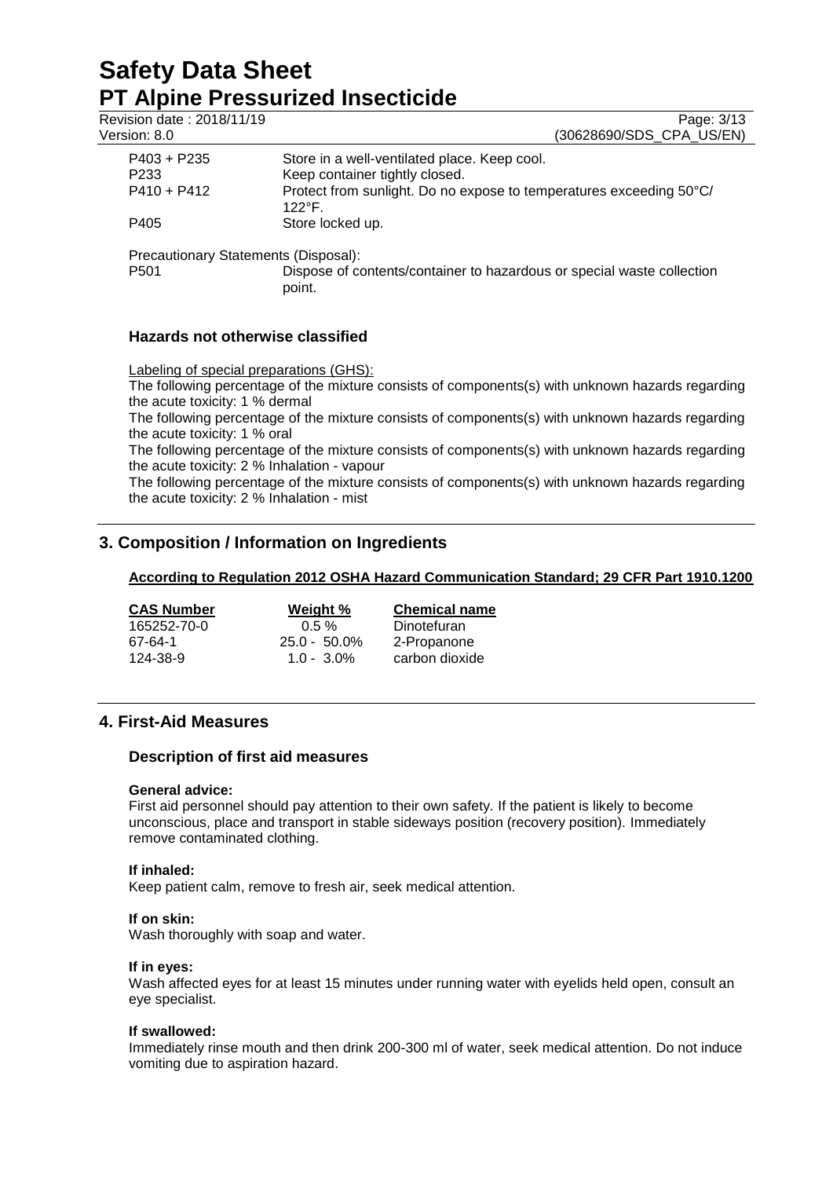| | |
|---|---|
| P403 + P235 | Store in a well-ventilated place. Keep cool. |
| P233 | Keep container tightly closed. |
| P410 + P412 | Protect from sunlight. Do no expose to temperatures exceeding 50°C/ 122°F. |
| P405 | Store locked up. |

Precautionary Statements (Disposal):

| | |
|---|---|
| P501 | Dispose of contents/container to hazardous or special waste collection point. |

### Hazards not otherwise classified

Labeling of special preparations (GHS):

The following percentage of the mixture consists of components(s) with unknown hazards regarding the acute toxicity: 1 % dermal

The following percentage of the mixture consists of components(s) with unknown hazards regarding the acute toxicity: 1 % oral

The following percentage of the mixture consists of components(s) with unknown hazards regarding the acute toxicity: 2 % Inhalation - vapour

The following percentage of the mixture consists of components(s) with unknown hazards regarding the acute toxicity: 2 % Inhalation - mist

## 3. Composition / Information on Ingredients

**According to Regulation 2012 OSHA Hazard Communication Standard; 29 CFR Part 1910.1200**

| CAS Number | Weight % | Chemical name |
|---|---|---|
| 165252-70-0 | 0.5 % | Dinotefuran |
| 67-64-1 | 25.0 - 50.0% | 2-Propanone |
| 124-38-9 | 1.0 - 3.0% | carbon dioxide |

## 4. First-Aid Measures

### Description of first aid measures

**General advice:**

First aid personnel should pay attention to their own safety. If the patient is likely to become unconscious, place and transport in stable sideways position (recovery position). Immediately remove contaminated clothing.

**If inhaled:**

Keep patient calm, remove to fresh air, seek medical attention.

**If on skin:**

Wash thoroughly with soap and water.

**If in eyes:**

Wash affected eyes for at least 15 minutes under running water with eyelids held open, consult an eye specialist.

**If swallowed:**

Immediately rinse mouth and then drink 200-300 ml of water, seek medical attention. Do not induce vomiting due to aspiration hazard.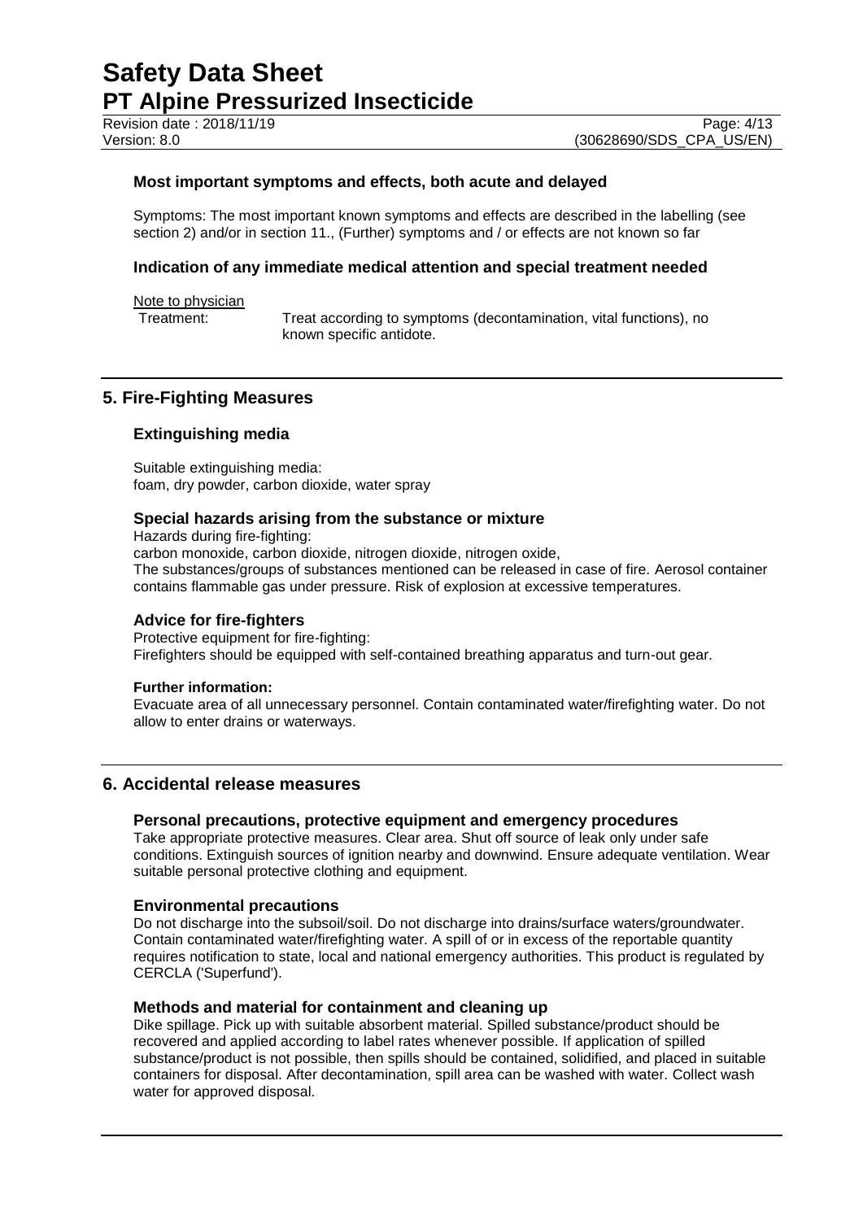### Most important symptoms and effects, both acute and delayed

Symptoms: The most important known symptoms and effects are described in the labelling (see section 2) and/or in section 11., (Further) symptoms and / or effects are not known so far

### Indication of any immediate medical attention and special treatment needed

Note to physician

Treatment: Treat according to symptoms (decontamination, vital functions), no known specific antidote.

## 5. Fire-Fighting Measures

### Extinguishing media

Suitable extinguishing media:
foam, dry powder, carbon dioxide, water spray

### Special hazards arising from the substance or mixture

Hazards during fire-fighting:
carbon monoxide, carbon dioxide, nitrogen dioxide, nitrogen oxide,
The substances/groups of substances mentioned can be released in case of fire. Aerosol container contains flammable gas under pressure. Risk of explosion at excessive temperatures.

### Advice for fire-fighters

Protective equipment for fire-fighting:
Firefighters should be equipped with self-contained breathing apparatus and turn-out gear.

**Further information:**

Evacuate area of all unnecessary personnel. Contain contaminated water/firefighting water. Do not allow to enter drains or waterways.

## 6. Accidental release measures

### Personal precautions, protective equipment and emergency procedures

Take appropriate protective measures. Clear area. Shut off source of leak only under safe conditions. Extinguish sources of ignition nearby and downwind. Ensure adequate ventilation. Wear suitable personal protective clothing and equipment.

### Environmental precautions

Do not discharge into the subsoil/soil. Do not discharge into drains/surface waters/groundwater. Contain contaminated water/firefighting water. A spill of or in excess of the reportable quantity requires notification to state, local and national emergency authorities. This product is regulated by CERCLA ('Superfund').

### Methods and material for containment and cleaning up

Dike spillage. Pick up with suitable absorbent material. Spilled substance/product should be recovered and applied according to label rates whenever possible. If application of spilled substance/product is not possible, then spills should be contained, solidified, and placed in suitable containers for disposal. After decontamination, spill area can be washed with water. Collect wash water for approved disposal.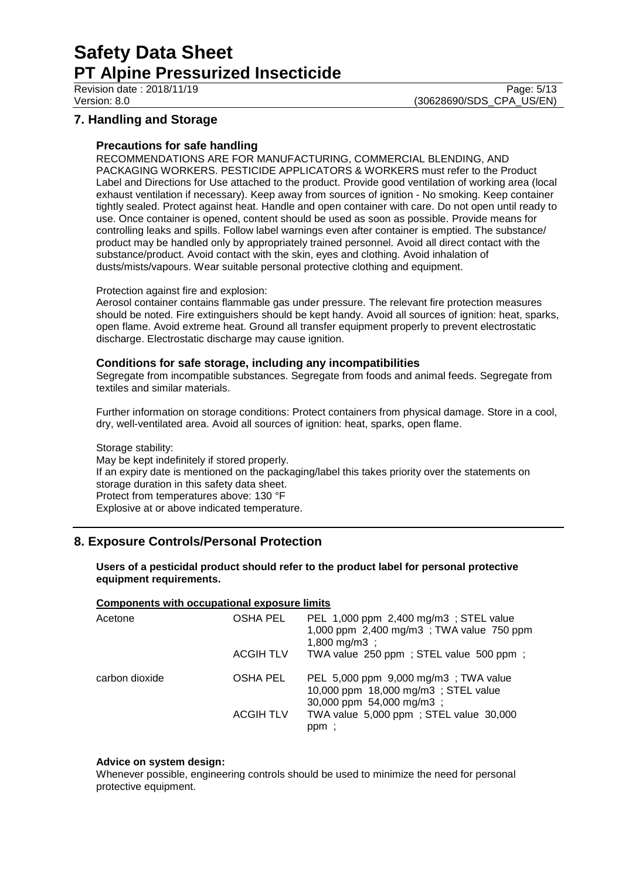## 7. Handling and Storage

### Precautions for safe handling

RECOMMENDATIONS ARE FOR MANUFACTURING, COMMERCIAL BLENDING, AND PACKAGING WORKERS. PESTICIDE APPLICATORS & WORKERS must refer to the Product Label and Directions for Use attached to the product. Provide good ventilation of working area (local exhaust ventilation if necessary). Keep away from sources of ignition - No smoking. Keep container tightly sealed. Protect against heat. Handle and open container with care. Do not open until ready to use. Once container is opened, content should be used as soon as possible. Provide means for controlling leaks and spills. Follow label warnings even after container is emptied. The substance/ product may be handled only by appropriately trained personnel. Avoid all direct contact with the substance/product. Avoid contact with the skin, eyes and clothing. Avoid inhalation of dusts/mists/vapours. Wear suitable personal protective clothing and equipment.

Protection against fire and explosion:

Aerosol container contains flammable gas under pressure. The relevant fire protection measures should be noted. Fire extinguishers should be kept handy. Avoid all sources of ignition: heat, sparks, open flame. Avoid extreme heat. Ground all transfer equipment properly to prevent electrostatic discharge. Electrostatic discharge may cause ignition.

### Conditions for safe storage, including any incompatibilities

Segregate from incompatible substances. Segregate from foods and animal feeds. Segregate from textiles and similar materials.

Further information on storage conditions: Protect containers from physical damage. Store in a cool, dry, well-ventilated area. Avoid all sources of ignition: heat, sparks, open flame.

Storage stability:
May be kept indefinitely if stored properly.
If an expiry date is mentioned on the packaging/label this takes priority over the statements on storage duration in this safety data sheet.
Protect from temperatures above: 130 °F
Explosive at or above indicated temperature.

## 8. Exposure Controls/Personal Protection

**Users of a pesticidal product should refer to the product label for personal protective equipment requirements.**

**Components with occupational exposure limits**

| | | |
|---|---|---|
| Acetone | OSHA PEL | PEL 1,000 ppm 2,400 mg/m3 ; STEL value 1,000 ppm 2,400 mg/m3 ; TWA value 750 ppm 1,800 mg/m3 ; |
| | ACGIH TLV | TWA value 250 ppm ; STEL value 500 ppm ; |
| carbon dioxide | OSHA PEL | PEL 5,000 ppm 9,000 mg/m3 ; TWA value 10,000 ppm 18,000 mg/m3 ; STEL value 30,000 ppm 54,000 mg/m3 ; |
| | ACGIH TLV | TWA value 5,000 ppm ; STEL value 30,000 ppm ; |

**Advice on system design:**

Whenever possible, engineering controls should be used to minimize the need for personal protective equipment.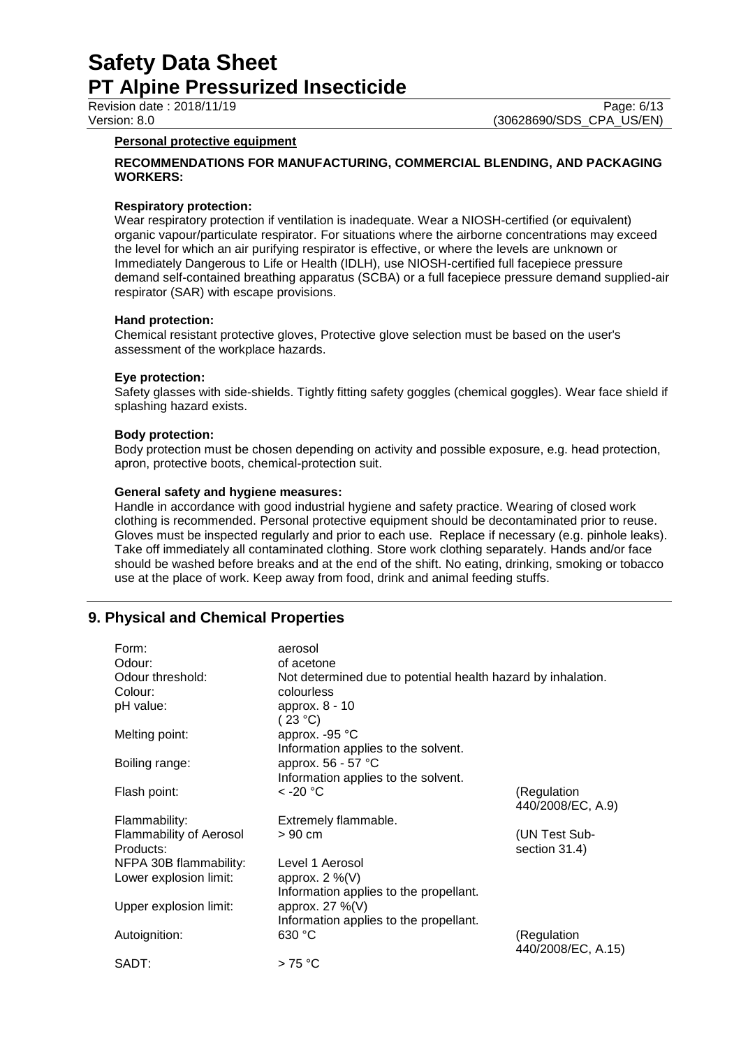**Personal protective equipment**

**RECOMMENDATIONS FOR MANUFACTURING, COMMERCIAL BLENDING, AND PACKAGING WORKERS:**

**Respiratory protection:**

Wear respiratory protection if ventilation is inadequate. Wear a NIOSH-certified (or equivalent) organic vapour/particulate respirator. For situations where the airborne concentrations may exceed the level for which an air purifying respirator is effective, or where the levels are unknown or Immediately Dangerous to Life or Health (IDLH), use NIOSH-certified full facepiece pressure demand self-contained breathing apparatus (SCBA) or a full facepiece pressure demand supplied-air respirator (SAR) with escape provisions.

**Hand protection:**

Chemical resistant protective gloves, Protective glove selection must be based on the user's assessment of the workplace hazards.

**Eye protection:**

Safety glasses with side-shields. Tightly fitting safety goggles (chemical goggles). Wear face shield if splashing hazard exists.

**Body protection:**

Body protection must be chosen depending on activity and possible exposure, e.g. head protection, apron, protective boots, chemical-protection suit.

**General safety and hygiene measures:**

Handle in accordance with good industrial hygiene and safety practice. Wearing of closed work clothing is recommended. Personal protective equipment should be decontaminated prior to reuse. Gloves must be inspected regularly and prior to each use. Replace if necessary (e.g. pinhole leaks). Take off immediately all contaminated clothing. Store work clothing separately. Hands and/or face should be washed before breaks and at the end of the shift. No eating, drinking, smoking or tobacco use at the place of work. Keep away from food, drink and animal feeding stuffs.

## 9. Physical and Chemical Properties

| | | |
|---|---|---|
| Form: | aerosol | |
| Odour: | of acetone | |
| Odour threshold: | Not determined due to potential health hazard by inhalation. | |
| Colour: | colourless | |
| pH value: | approx. 8 - 10<br>( 23 °C) | |
| Melting point: | approx. -95 °C<br>Information applies to the solvent. | |
| Boiling range: | approx. 56 - 57 °C<br>Information applies to the solvent. | |
| Flash point: | < -20 °C | (Regulation 440/2008/EC, A.9) |
| Flammability: | Extremely flammable. | |
| Flammability of Aerosol Products: | > 90 cm | (UN Test Sub-section 31.4) |
| NFPA 30B flammability: | Level 1 Aerosol | |
| Lower explosion limit: | approx. 2 %(V)<br>Information applies to the propellant. | |
| Upper explosion limit: | approx. 27 %(V)<br>Information applies to the propellant. | |
| Autoignition: | 630 °C | (Regulation 440/2008/EC, A.15) |
| SADT: | > 75 °C | |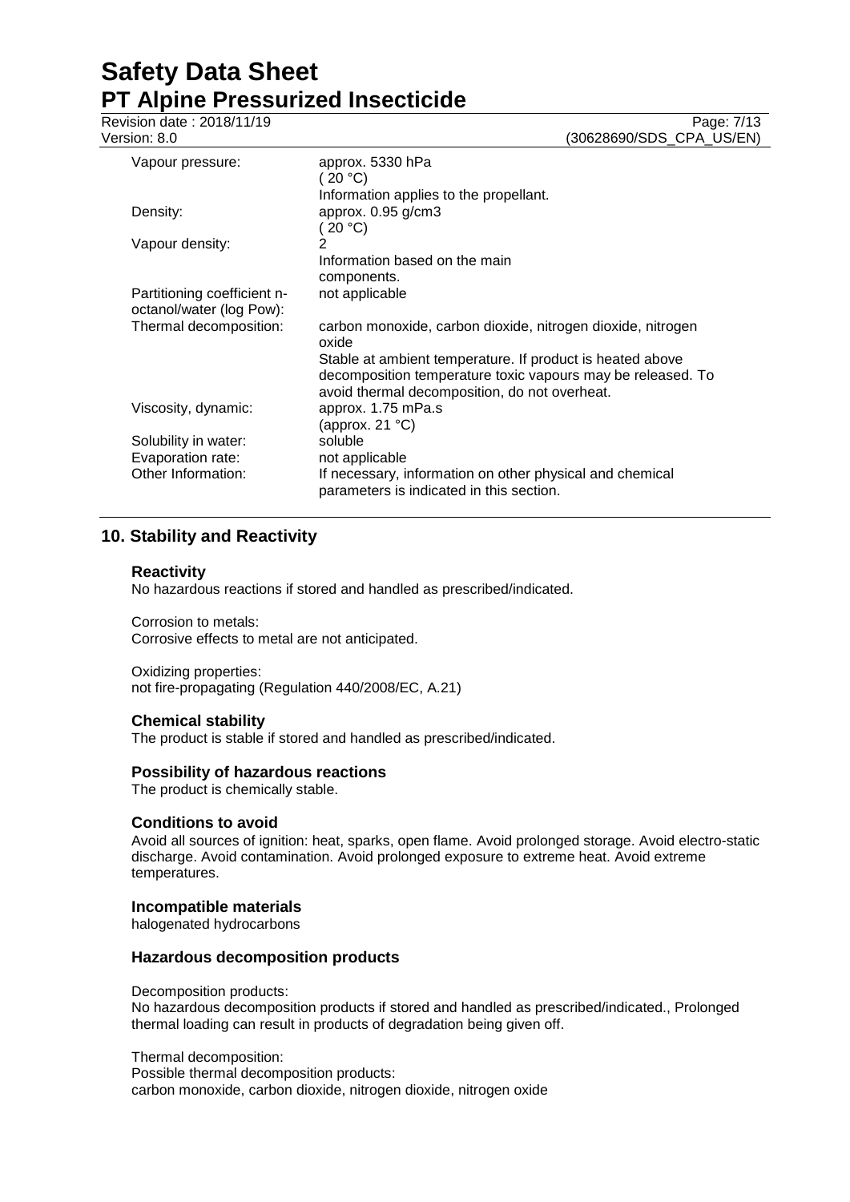| | |
|---|---|
| Vapour pressure: | approx. 5330 hPa<br>( 20 °C)<br>Information applies to the propellant. |
| Density: | approx. 0.95 g/cm3<br>( 20 °C) |
| Vapour density: | 2<br>Information based on the main components. |
| Partitioning coefficient n-octanol/water (log Pow): | not applicable |
| Thermal decomposition: | carbon monoxide, carbon dioxide, nitrogen dioxide, nitrogen oxide<br>Stable at ambient temperature. If product is heated above decomposition temperature toxic vapours may be released. To avoid thermal decomposition, do not overheat. |
| Viscosity, dynamic: | approx. 1.75 mPa.s<br>(approx. 21 °C) |
| Solubility in water: | soluble |
| Evaporation rate: | not applicable |
| Other Information: | If necessary, information on other physical and chemical parameters is indicated in this section. |

## 10. Stability and Reactivity

### Reactivity

No hazardous reactions if stored and handled as prescribed/indicated.

Corrosion to metals:
Corrosive effects to metal are not anticipated.

Oxidizing properties:
not fire-propagating (Regulation 440/2008/EC, A.21)

### Chemical stability

The product is stable if stored and handled as prescribed/indicated.

### Possibility of hazardous reactions

The product is chemically stable.

### Conditions to avoid

Avoid all sources of ignition: heat, sparks, open flame. Avoid prolonged storage. Avoid electro-static discharge. Avoid contamination. Avoid prolonged exposure to extreme heat. Avoid extreme temperatures.

### Incompatible materials

halogenated hydrocarbons

### Hazardous decomposition products

Decomposition products:
No hazardous decomposition products if stored and handled as prescribed/indicated., Prolonged thermal loading can result in products of degradation being given off.

Thermal decomposition:
Possible thermal decomposition products:
carbon monoxide, carbon dioxide, nitrogen dioxide, nitrogen oxide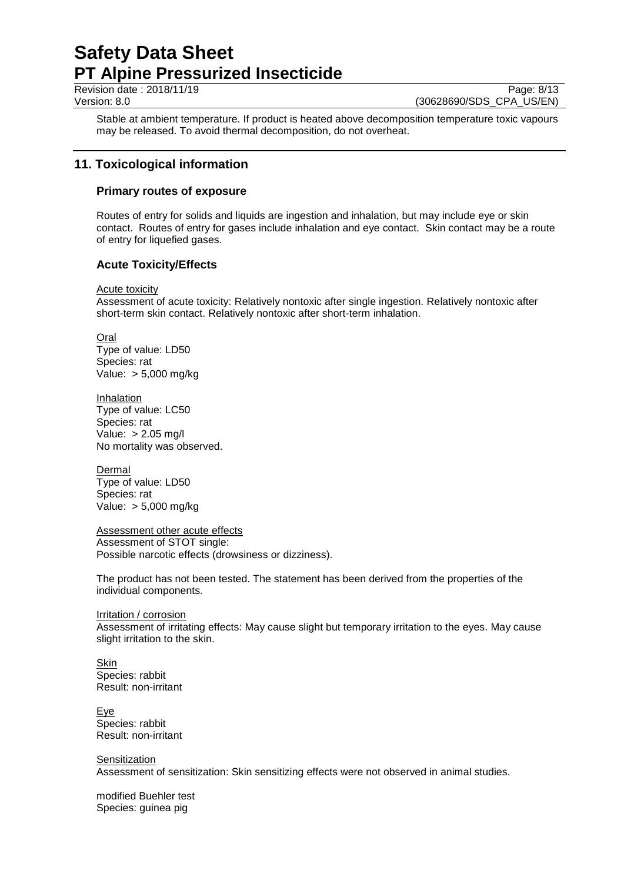Stable at ambient temperature. If product is heated above decomposition temperature toxic vapours may be released. To avoid thermal decomposition, do not overheat.

## 11. Toxicological information

### Primary routes of exposure

Routes of entry for solids and liquids are ingestion and inhalation, but may include eye or skin contact. Routes of entry for gases include inhalation and eye contact. Skin contact may be a route of entry for liquefied gases.

### Acute Toxicity/Effects

Acute toxicity

Assessment of acute toxicity: Relatively nontoxic after single ingestion. Relatively nontoxic after short-term skin contact. Relatively nontoxic after short-term inhalation.

Oral

Type of value: LD50
Species: rat
Value: > 5,000 mg/kg

Inhalation

Type of value: LC50
Species: rat
Value: > 2.05 mg/l
No mortality was observed.

Dermal

Type of value: LD50
Species: rat
Value: > 5,000 mg/kg

Assessment other acute effects

Assessment of STOT single:
Possible narcotic effects (drowsiness or dizziness).

The product has not been tested. The statement has been derived from the properties of the individual components.

Irritation / corrosion

Assessment of irritating effects: May cause slight but temporary irritation to the eyes. May cause slight irritation to the skin.

Skin

Species: rabbit
Result: non-irritant

Eye

Species: rabbit
Result: non-irritant

Sensitization

Assessment of sensitization: Skin sensitizing effects were not observed in animal studies.

modified Buehler test
Species: guinea pig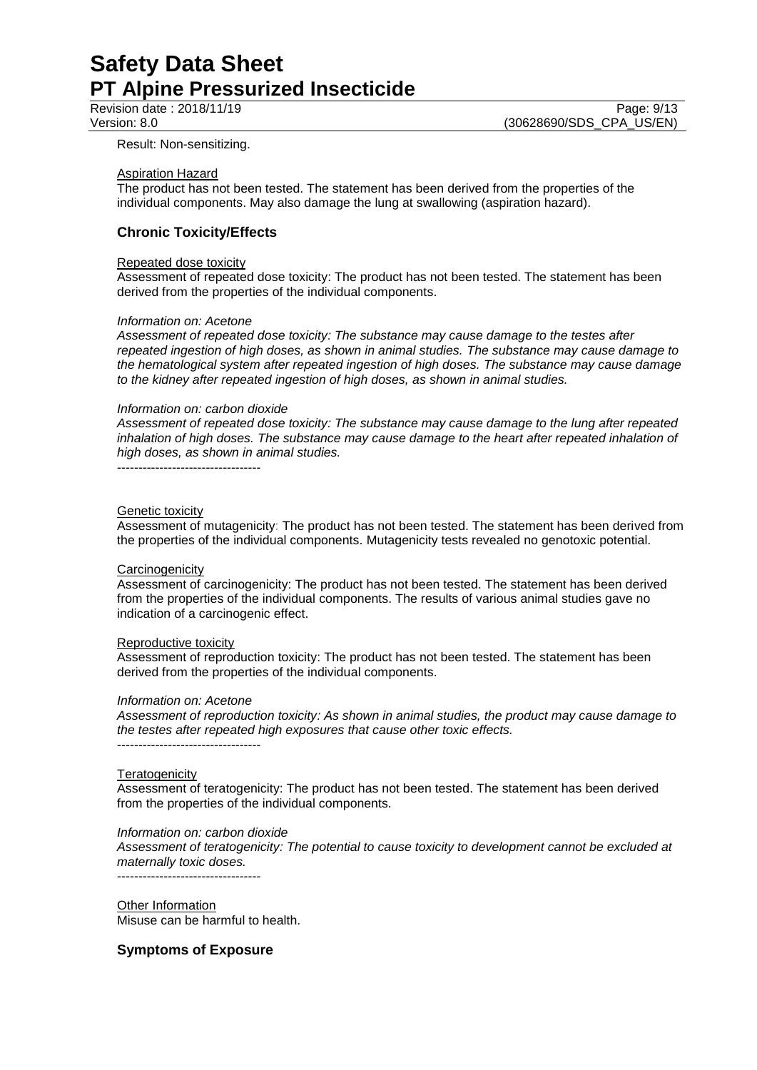Result: Non-sensitizing.

Aspiration Hazard

The product has not been tested. The statement has been derived from the properties of the individual components. May also damage the lung at swallowing (aspiration hazard).

## Chronic Toxicity/Effects

Repeated dose toxicity

Assessment of repeated dose toxicity: The product has not been tested. The statement has been derived from the properties of the individual components.

*Information on: Acetone*

*Assessment of repeated dose toxicity: The substance may cause damage to the testes after repeated ingestion of high doses, as shown in animal studies. The substance may cause damage to the hematological system after repeated ingestion of high doses. The substance may cause damage to the kidney after repeated ingestion of high doses, as shown in animal studies.*

*Information on: carbon dioxide*

*Assessment of repeated dose toxicity: The substance may cause damage to the lung after repeated inhalation of high doses. The substance may cause damage to the heart after repeated inhalation of high doses, as shown in animal studies.*

----------------------------------

Genetic toxicity

Assessment of mutagenicity: The product has not been tested. The statement has been derived from the properties of the individual components. Mutagenicity tests revealed no genotoxic potential.

Carcinogenicity

Assessment of carcinogenicity: The product has not been tested. The statement has been derived from the properties of the individual components. The results of various animal studies gave no indication of a carcinogenic effect.

Reproductive toxicity

Assessment of reproduction toxicity: The product has not been tested. The statement has been derived from the properties of the individual components.

*Information on: Acetone*

*Assessment of reproduction toxicity: As shown in animal studies, the product may cause damage to the testes after repeated high exposures that cause other toxic effects.*

----------------------------------

Teratogenicity

Assessment of teratogenicity: The product has not been tested. The statement has been derived from the properties of the individual components.

*Information on: carbon dioxide*

*Assessment of teratogenicity: The potential to cause toxicity to development cannot be excluded at maternally toxic doses.*

----------------------------------

Other Information

Misuse can be harmful to health.

## Symptoms of Exposure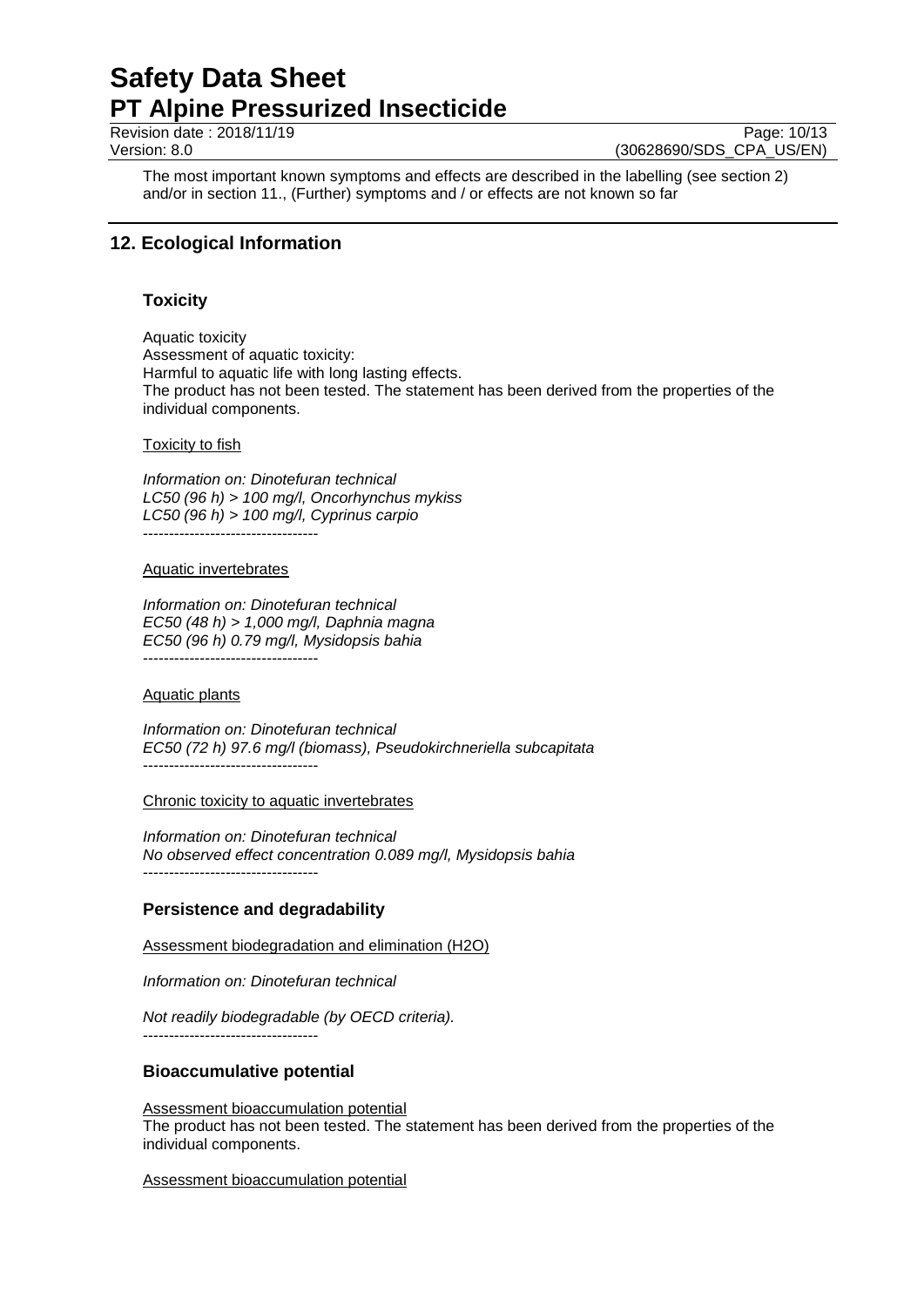The most important known symptoms and effects are described in the labelling (see section 2) and/or in section 11., (Further) symptoms and / or effects are not known so far

## 12. Ecological Information

### Toxicity

Aquatic toxicity
Assessment of aquatic toxicity:
Harmful to aquatic life with long lasting effects.
The product has not been tested. The statement has been derived from the properties of the individual components.

Toxicity to fish

*Information on: Dinotefuran technical*
*LC50 (96 h) > 100 mg/l, Oncorhynchus mykiss*
*LC50 (96 h) > 100 mg/l, Cyprinus carpio*
----------------------------------

Aquatic invertebrates

*Information on: Dinotefuran technical*
*EC50 (48 h) > 1,000 mg/l, Daphnia magna*
*EC50 (96 h) 0.79 mg/l, Mysidopsis bahia*
----------------------------------

Aquatic plants

*Information on: Dinotefuran technical*
*EC50 (72 h) 97.6 mg/l (biomass), Pseudokirchneriella subcapitata*
----------------------------------

Chronic toxicity to aquatic invertebrates

*Information on: Dinotefuran technical*
*No observed effect concentration 0.089 mg/l, Mysidopsis bahia*
----------------------------------

### Persistence and degradability

Assessment biodegradation and elimination (H2O)

*Information on: Dinotefuran technical*

*Not readily biodegradable (by OECD criteria).*
----------------------------------

### Bioaccumulative potential

Assessment bioaccumulation potential
The product has not been tested. The statement has been derived from the properties of the individual components.

Assessment bioaccumulation potential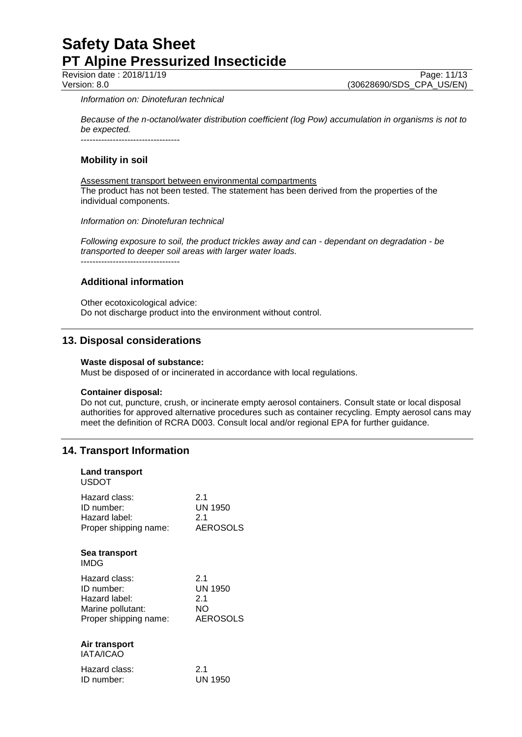*Information on: Dinotefuran technical*

*Because of the n-octanol/water distribution coefficient (log Pow) accumulation in organisms is not to be expected.*

----------------------------------

### Mobility in soil

Assessment transport between environmental compartments
The product has not been tested. The statement has been derived from the properties of the individual components.

*Information on: Dinotefuran technical*

*Following exposure to soil, the product trickles away and can - dependant on degradation - be transported to deeper soil areas with larger water loads.*

----------------------------------

### Additional information

Other ecotoxicological advice:
Do not discharge product into the environment without control.

## 13. Disposal considerations

**Waste disposal of substance:**
Must be disposed of or incinerated in accordance with local regulations.

**Container disposal:**
Do not cut, puncture, crush, or incinerate empty aerosol containers. Consult state or local disposal authorities for approved alternative procedures such as container recycling. Empty aerosol cans may meet the definition of RCRA D003. Consult local and/or regional EPA for further guidance.

## 14. Transport Information

**Land transport**
USDOT

| | |
|---|---|
| Hazard class: | 2.1 |
| ID number: | UN 1950 |
| Hazard label: | 2.1 |
| Proper shipping name: | AEROSOLS |

**Sea transport**
IMDG

| | |
|---|---|
| Hazard class: | 2.1 |
| ID number: | UN 1950 |
| Hazard label: | 2.1 |
| Marine pollutant: | NO |
| Proper shipping name: | AEROSOLS |

**Air transport**
IATA/ICAO

| | |
|---|---|
| Hazard class: | 2.1 |
| ID number: | UN 1950 |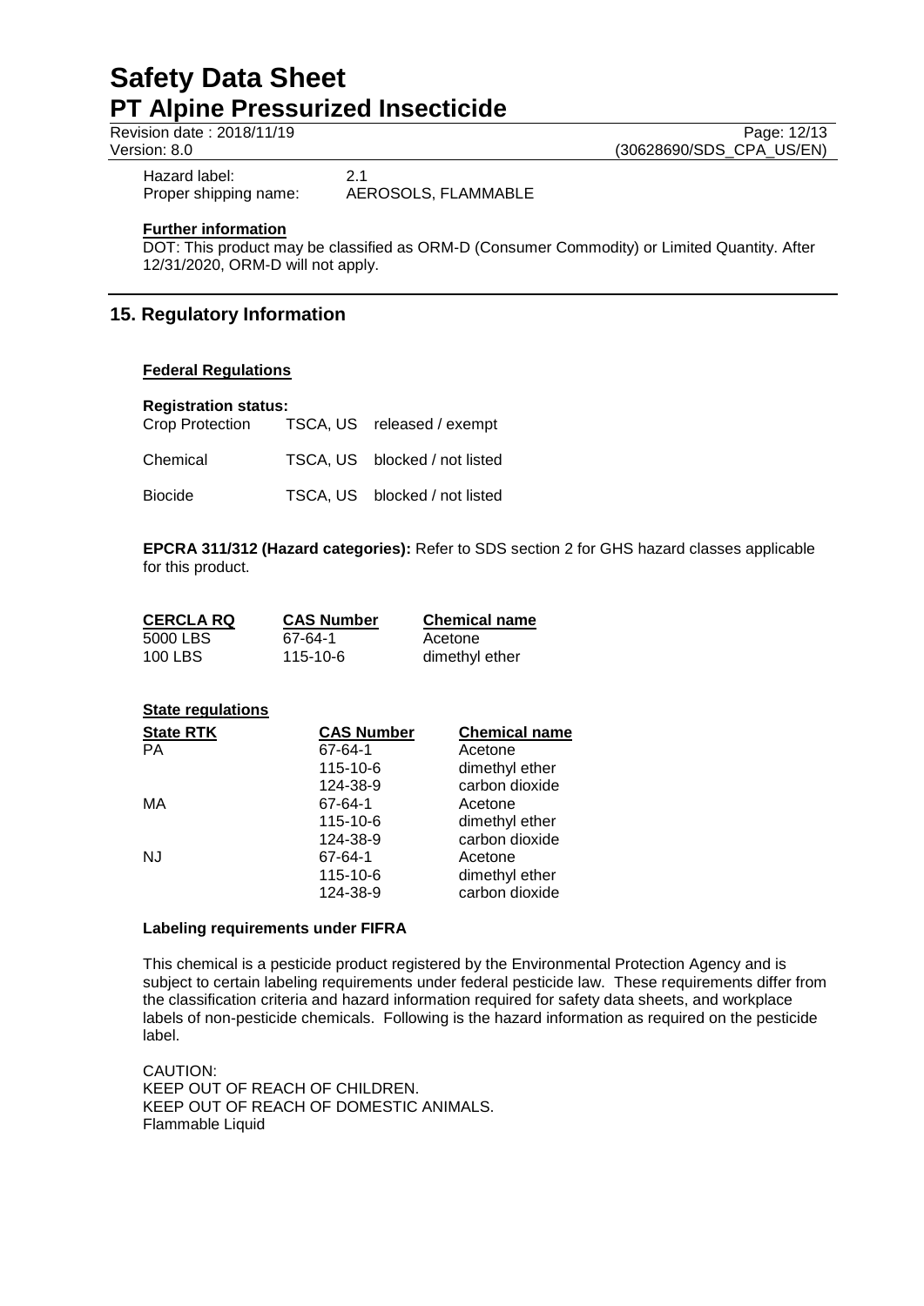Hazard label: 2.1
Proper shipping name: AEROSOLS, FLAMMABLE

**Further information**

DOT: This product may be classified as ORM-D (Consumer Commodity) or Limited Quantity. After 12/31/2020, ORM-D will not apply.

## 15. Regulatory Information

**Federal Regulations**

**Registration status:**

| | | |
|---|---|---|
| Crop Protection | TSCA, US | released / exempt |
| Chemical | TSCA, US | blocked / not listed |
| Biocide | TSCA, US | blocked / not listed |

**EPCRA 311/312 (Hazard categories):** Refer to SDS section 2 for GHS hazard classes applicable for this product.

| CERCLA RQ | CAS Number | Chemical name |
|---|---|---|
| 5000 LBS | 67-64-1 | Acetone |
| 100 LBS | 115-10-6 | dimethyl ether |

**State regulations**

| State RTK | CAS Number | Chemical name |
|---|---|---|
| PA | 67-64-1 | Acetone |
| | 115-10-6 | dimethyl ether |
| | 124-38-9 | carbon dioxide |
| MA | 67-64-1 | Acetone |
| | 115-10-6 | dimethyl ether |
| | 124-38-9 | carbon dioxide |
| NJ | 67-64-1 | Acetone |
| | 115-10-6 | dimethyl ether |
| | 124-38-9 | carbon dioxide |

**Labeling requirements under FIFRA**

This chemical is a pesticide product registered by the Environmental Protection Agency and is subject to certain labeling requirements under federal pesticide law. These requirements differ from the classification criteria and hazard information required for safety data sheets, and workplace labels of non-pesticide chemicals. Following is the hazard information as required on the pesticide label.

CAUTION:
KEEP OUT OF REACH OF CHILDREN.
KEEP OUT OF REACH OF DOMESTIC ANIMALS.
Flammable Liquid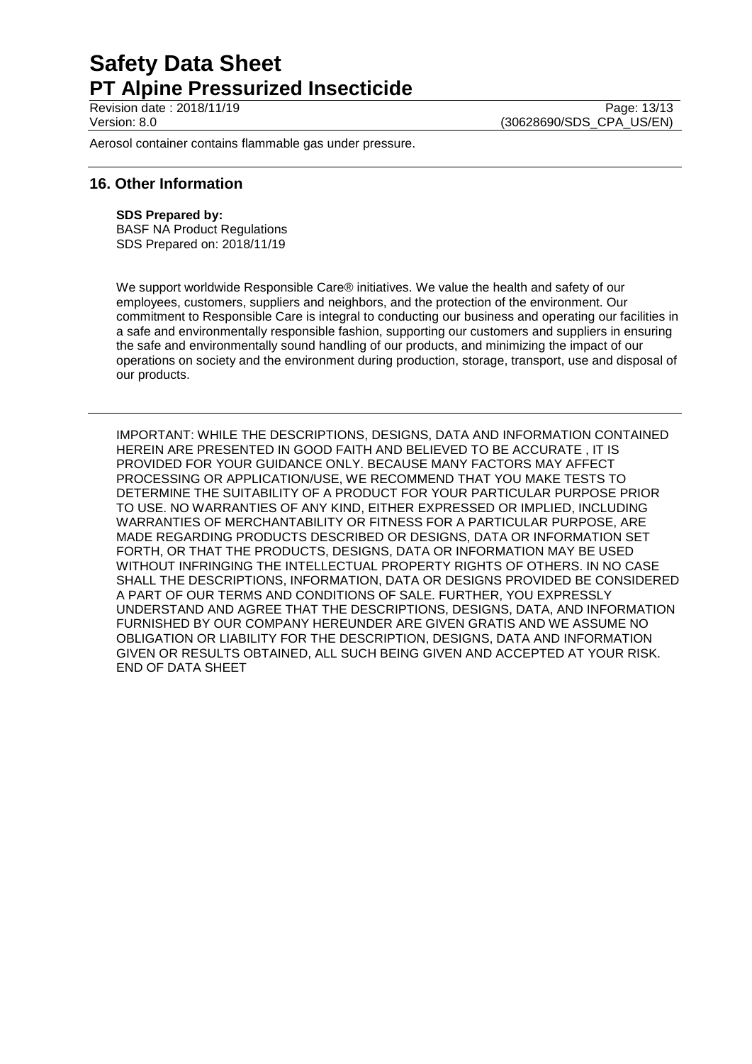Aerosol container contains flammable gas under pressure.

## 16. Other Information

**SDS Prepared by:**
BASF NA Product Regulations
SDS Prepared on: 2018/11/19

We support worldwide Responsible Care® initiatives. We value the health and safety of our employees, customers, suppliers and neighbors, and the protection of the environment. Our commitment to Responsible Care is integral to conducting our business and operating our facilities in a safe and environmentally responsible fashion, supporting our customers and suppliers in ensuring the safe and environmentally sound handling of our products, and minimizing the impact of our operations on society and the environment during production, storage, transport, use and disposal of our products.

---

IMPORTANT: WHILE THE DESCRIPTIONS, DESIGNS, DATA AND INFORMATION CONTAINED HEREIN ARE PRESENTED IN GOOD FAITH AND BELIEVED TO BE ACCURATE , IT IS PROVIDED FOR YOUR GUIDANCE ONLY. BECAUSE MANY FACTORS MAY AFFECT PROCESSING OR APPLICATION/USE, WE RECOMMEND THAT YOU MAKE TESTS TO DETERMINE THE SUITABILITY OF A PRODUCT FOR YOUR PARTICULAR PURPOSE PRIOR TO USE. NO WARRANTIES OF ANY KIND, EITHER EXPRESSED OR IMPLIED, INCLUDING WARRANTIES OF MERCHANTABILITY OR FITNESS FOR A PARTICULAR PURPOSE, ARE MADE REGARDING PRODUCTS DESCRIBED OR DESIGNS, DATA OR INFORMATION SET FORTH, OR THAT THE PRODUCTS, DESIGNS, DATA OR INFORMATION MAY BE USED WITHOUT INFRINGING THE INTELLECTUAL PROPERTY RIGHTS OF OTHERS. IN NO CASE SHALL THE DESCRIPTIONS, INFORMATION, DATA OR DESIGNS PROVIDED BE CONSIDERED A PART OF OUR TERMS AND CONDITIONS OF SALE. FURTHER, YOU EXPRESSLY UNDERSTAND AND AGREE THAT THE DESCRIPTIONS, DESIGNS, DATA, AND INFORMATION FURNISHED BY OUR COMPANY HEREUNDER ARE GIVEN GRATIS AND WE ASSUME NO OBLIGATION OR LIABILITY FOR THE DESCRIPTION, DESIGNS, DATA AND INFORMATION GIVEN OR RESULTS OBTAINED, ALL SUCH BEING GIVEN AND ACCEPTED AT YOUR RISK.
END OF DATA SHEET